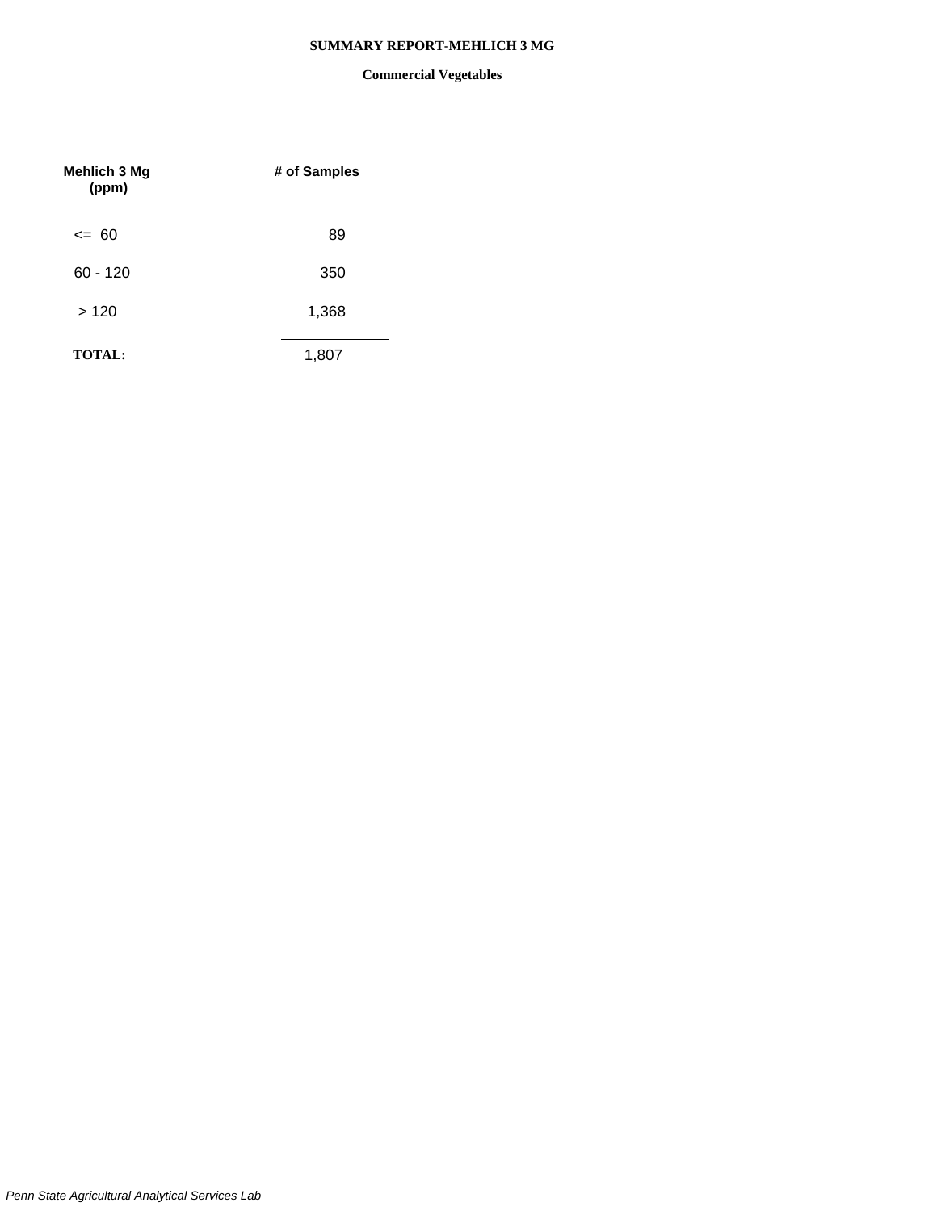# SUMMARY REPORT-MEHLICH 3 MG

## Commercial Vegetables

| Mehlich 3 Mg (ppm) | # of Samples |
|---|---|
| <= 60 | 89 |
| 60 - 120 | 350 |
| > 120 | 1,368 |
| **TOTAL:** | 1,807 |

*Penn State Agricultural Analytical Services Lab*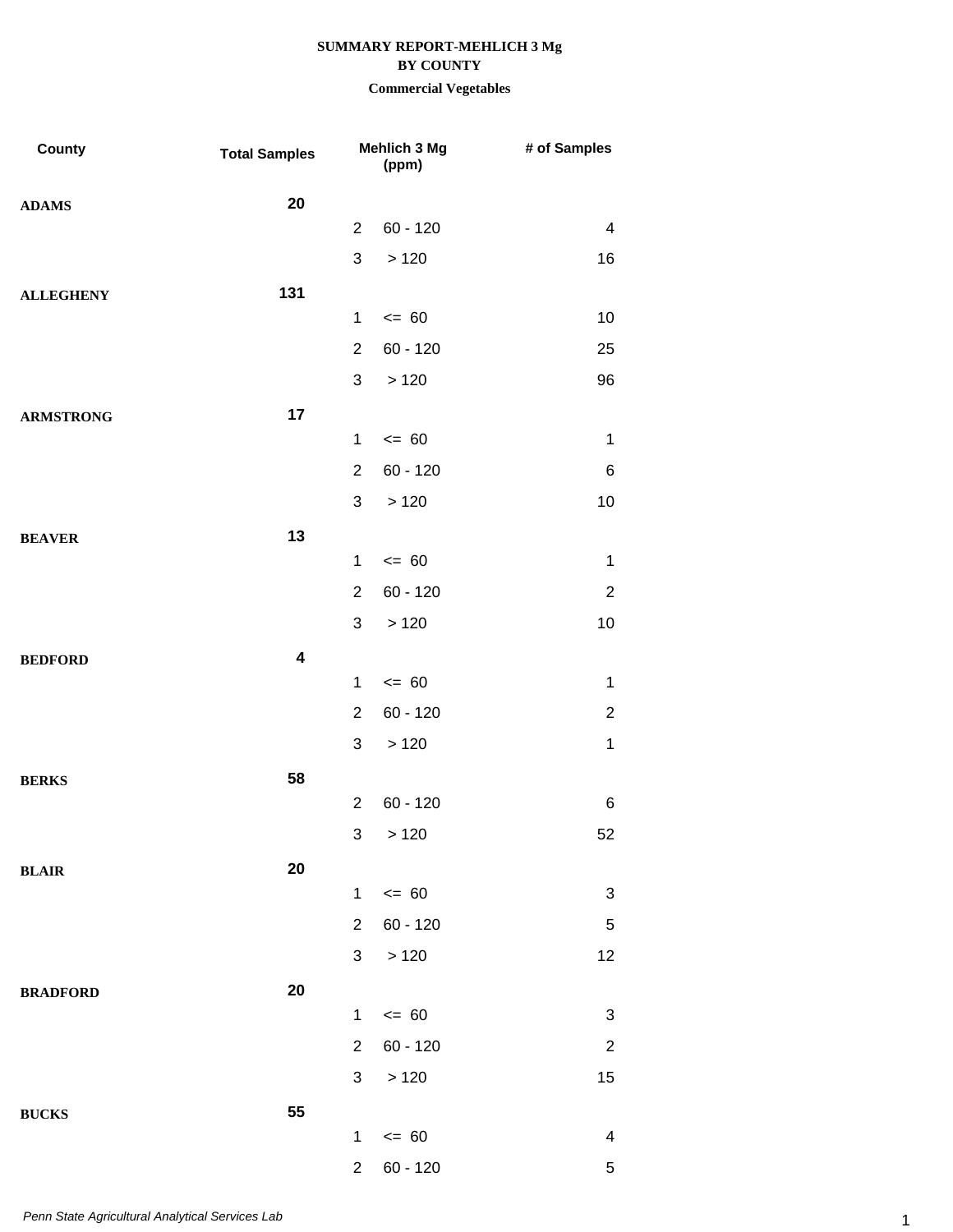**SUMMARY REPORT-MEHLICH 3 Mg**
**BY COUNTY**
**Commercial Vegetables**

| County | Total Samples | | Mehlich 3 Mg (ppm) | # of Samples |
|---|---|---|---|---|
| **ADAMS** | **20** | | | |
| | | 2 | 60 - 120 | 4 |
| | | 3 | > 120 | 16 |
| **ALLEGHENY** | **131** | | | |
| | | 1 | <= 60 | 10 |
| | | 2 | 60 - 120 | 25 |
| | | 3 | > 120 | 96 |
| **ARMSTRONG** | **17** | | | |
| | | 1 | <= 60 | 1 |
| | | 2 | 60 - 120 | 6 |
| | | 3 | > 120 | 10 |
| **BEAVER** | **13** | | | |
| | | 1 | <= 60 | 1 |
| | | 2 | 60 - 120 | 2 |
| | | 3 | > 120 | 10 |
| **BEDFORD** | **4** | | | |
| | | 1 | <= 60 | 1 |
| | | 2 | 60 - 120 | 2 |
| | | 3 | > 120 | 1 |
| **BERKS** | **58** | | | |
| | | 2 | 60 - 120 | 6 |
| | | 3 | > 120 | 52 |
| **BLAIR** | **20** | | | |
| | | 1 | <= 60 | 3 |
| | | 2 | 60 - 120 | 5 |
| | | 3 | > 120 | 12 |
| **BRADFORD** | **20** | | | |
| | | 1 | <= 60 | 3 |
| | | 2 | 60 - 120 | 2 |
| | | 3 | > 120 | 15 |
| **BUCKS** | **55** | | | |
| | | 1 | <= 60 | 4 |
| | | 2 | 60 - 120 | 5 |

*Penn State Agricultural Analytical Services Lab*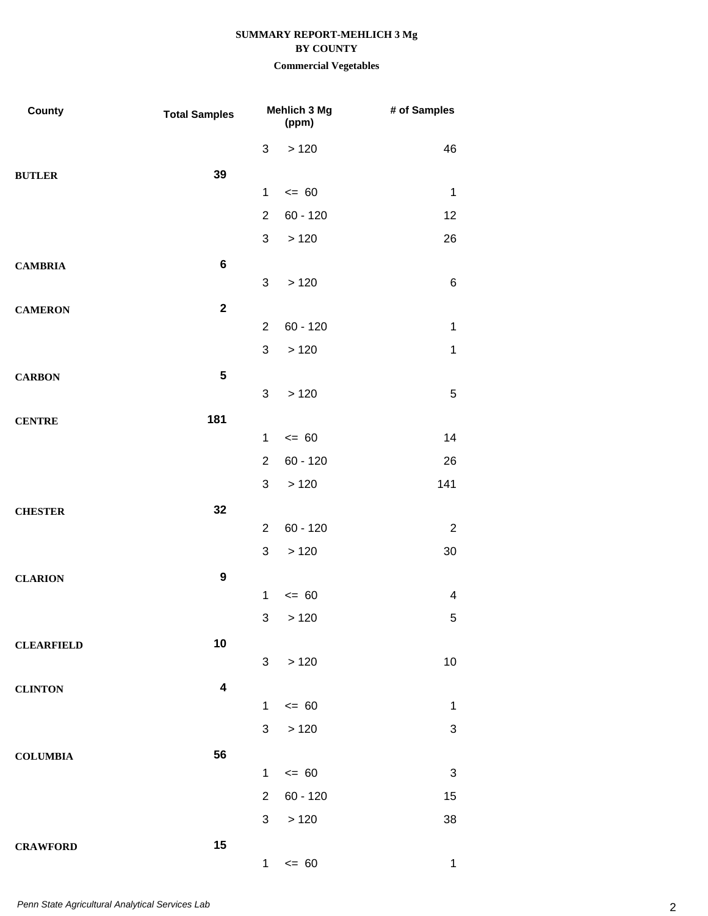**SUMMARY REPORT-MEHLICH 3 Mg**
**BY COUNTY**
**Commercial Vegetables**

| County | Total Samples | Mehlich 3 Mg (ppm) | | # of Samples |
|---|---|---|---|---|
| | | 3 | > 120 | 46 |
| **BUTLER** | **39** | | | |
| | | 1 | <= 60 | 1 |
| | | 2 | 60 - 120 | 12 |
| | | 3 | > 120 | 26 |
| **CAMBRIA** | **6** | | | |
| | | 3 | > 120 | 6 |
| **CAMERON** | **2** | | | |
| | | 2 | 60 - 120 | 1 |
| | | 3 | > 120 | 1 |
| **CARBON** | **5** | | | |
| | | 3 | > 120 | 5 |
| **CENTRE** | **181** | | | |
| | | 1 | <= 60 | 14 |
| | | 2 | 60 - 120 | 26 |
| | | 3 | > 120 | 141 |
| **CHESTER** | **32** | | | |
| | | 2 | 60 - 120 | 2 |
| | | 3 | > 120 | 30 |
| **CLARION** | **9** | | | |
| | | 1 | <= 60 | 4 |
| | | 3 | > 120 | 5 |
| **CLEARFIELD** | **10** | | | |
| | | 3 | > 120 | 10 |
| **CLINTON** | **4** | | | |
| | | 1 | <= 60 | 1 |
| | | 3 | > 120 | 3 |
| **COLUMBIA** | **56** | | | |
| | | 1 | <= 60 | 3 |
| | | 2 | 60 - 120 | 15 |
| | | 3 | > 120 | 38 |
| **CRAWFORD** | **15** | | | |
| | | 1 | <= 60 | 1 |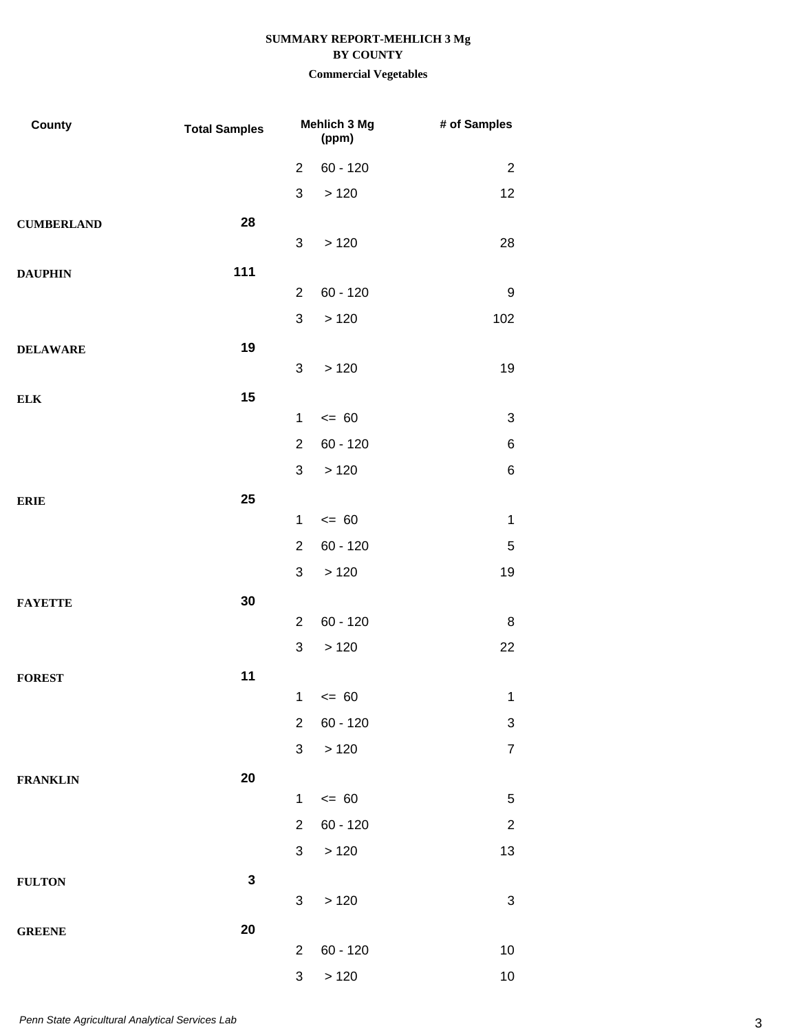**SUMMARY REPORT-MEHLICH 3 Mg**
**BY COUNTY**
**Commercial Vegetables**

| County | Total Samples | Mehlich 3 Mg (ppm) | | # of Samples |
|---|---|---|---|---|
| | | 2 | 60 - 120 | 2 |
| | | 3 | > 120 | 12 |
| **CUMBERLAND** | **28** | | | |
| | | 3 | > 120 | 28 |
| **DAUPHIN** | **111** | | | |
| | | 2 | 60 - 120 | 9 |
| | | 3 | > 120 | 102 |
| **DELAWARE** | **19** | | | |
| | | 3 | > 120 | 19 |
| **ELK** | **15** | | | |
| | | 1 | <= 60 | 3 |
| | | 2 | 60 - 120 | 6 |
| | | 3 | > 120 | 6 |
| **ERIE** | **25** | | | |
| | | 1 | <= 60 | 1 |
| | | 2 | 60 - 120 | 5 |
| | | 3 | > 120 | 19 |
| **FAYETTE** | **30** | | | |
| | | 2 | 60 - 120 | 8 |
| | | 3 | > 120 | 22 |
| **FOREST** | **11** | | | |
| | | 1 | <= 60 | 1 |
| | | 2 | 60 - 120 | 3 |
| | | 3 | > 120 | 7 |
| **FRANKLIN** | **20** | | | |
| | | 1 | <= 60 | 5 |
| | | 2 | 60 - 120 | 2 |
| | | 3 | > 120 | 13 |
| **FULTON** | **3** | | | |
| | | 3 | > 120 | 3 |
| **GREENE** | **20** | | | |
| | | 2 | 60 - 120 | 10 |
| | | 3 | > 120 | 10 |

*Penn State Agricultural Analytical Services Lab*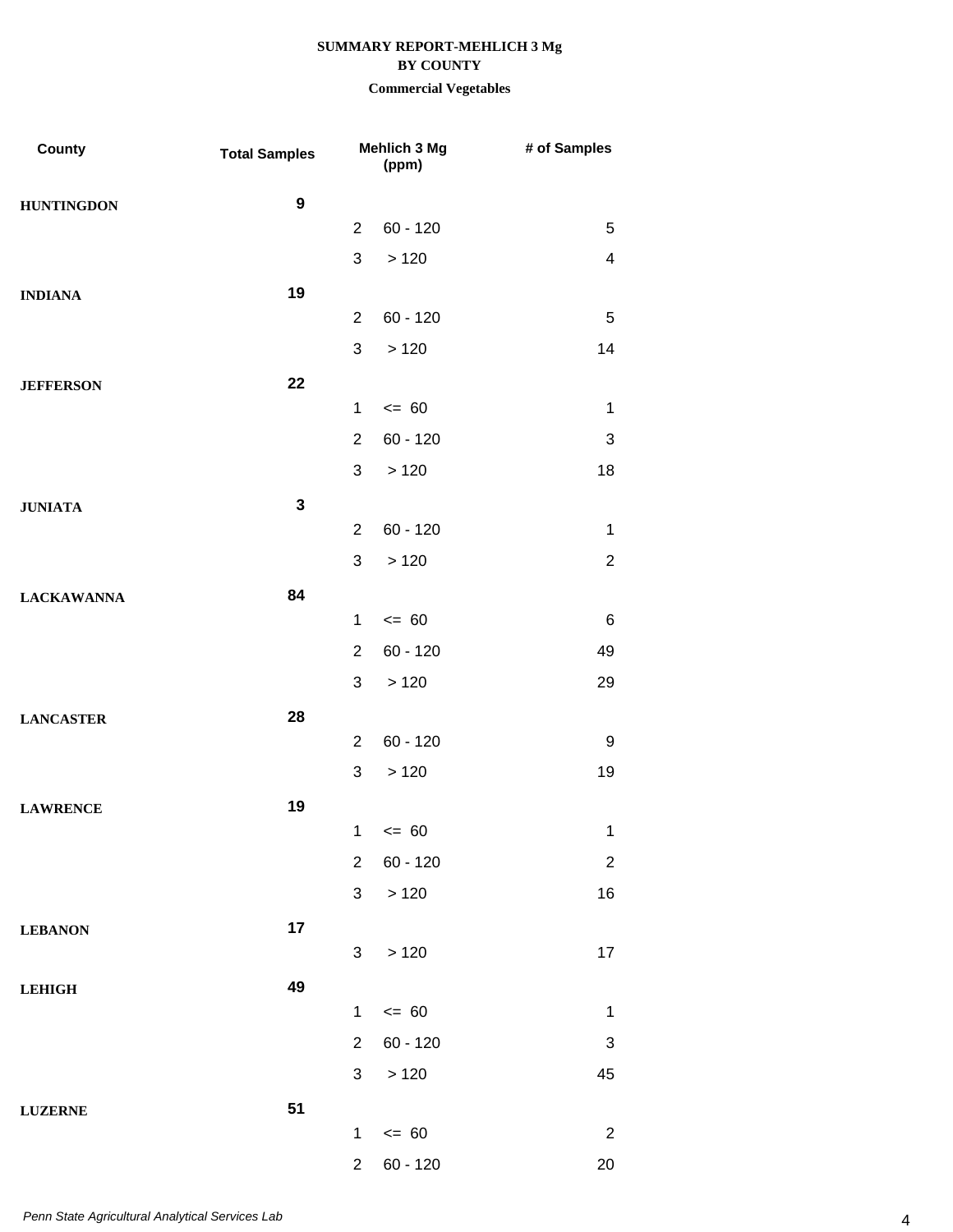**SUMMARY REPORT-MEHLICH 3 Mg**
**BY COUNTY**
**Commercial Vegetables**

| County | Total Samples | Mehlich 3 Mg (ppm) | | # of Samples |
|---|---|---|---|---|
| **HUNTINGDON** | **9** | | | |
| | | 2 | 60 - 120 | 5 |
| | | 3 | > 120 | 4 |
| **INDIANA** | **19** | | | |
| | | 2 | 60 - 120 | 5 |
| | | 3 | > 120 | 14 |
| **JEFFERSON** | **22** | | | |
| | | 1 | <= 60 | 1 |
| | | 2 | 60 - 120 | 3 |
| | | 3 | > 120 | 18 |
| **JUNIATA** | **3** | | | |
| | | 2 | 60 - 120 | 1 |
| | | 3 | > 120 | 2 |
| **LACKAWANNA** | **84** | | | |
| | | 1 | <= 60 | 6 |
| | | 2 | 60 - 120 | 49 |
| | | 3 | > 120 | 29 |
| **LANCASTER** | **28** | | | |
| | | 2 | 60 - 120 | 9 |
| | | 3 | > 120 | 19 |
| **LAWRENCE** | **19** | | | |
| | | 1 | <= 60 | 1 |
| | | 2 | 60 - 120 | 2 |
| | | 3 | > 120 | 16 |
| **LEBANON** | **17** | | | |
| | | 3 | > 120 | 17 |
| **LEHIGH** | **49** | | | |
| | | 1 | <= 60 | 1 |
| | | 2 | 60 - 120 | 3 |
| | | 3 | > 120 | 45 |
| **LUZERNE** | **51** | | | |
| | | 1 | <= 60 | 2 |
| | | 2 | 60 - 120 | 20 |

*Penn State Agricultural Analytical Services Lab*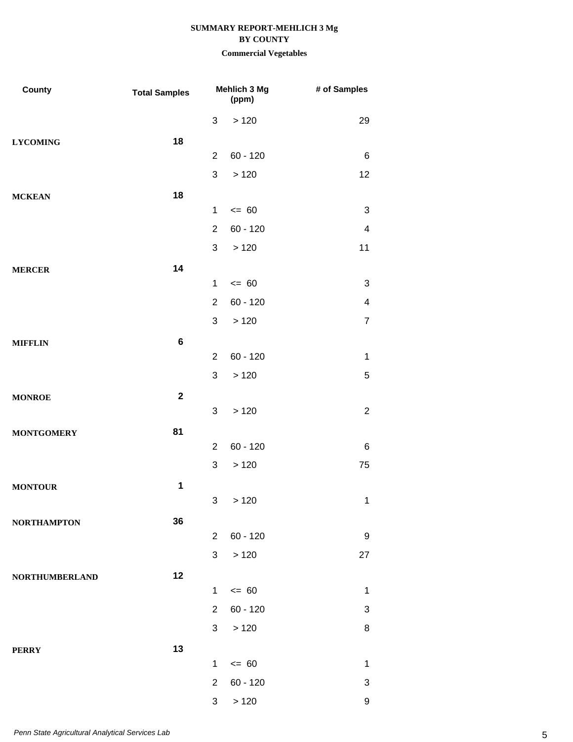**SUMMARY REPORT-MEHLICH 3 Mg**
**BY COUNTY**
**Commercial Vegetables**

| County | Total Samples | Mehlich 3 Mg (ppm) | | # of Samples |
|---|---|---|---|---|
| | | 3 | > 120 | 29 |
| **LYCOMING** | **18** | | | |
| | | 2 | 60 - 120 | 6 |
| | | 3 | > 120 | 12 |
| **MCKEAN** | **18** | | | |
| | | 1 | <= 60 | 3 |
| | | 2 | 60 - 120 | 4 |
| | | 3 | > 120 | 11 |
| **MERCER** | **14** | | | |
| | | 1 | <= 60 | 3 |
| | | 2 | 60 - 120 | 4 |
| | | 3 | > 120 | 7 |
| **MIFFLIN** | **6** | | | |
| | | 2 | 60 - 120 | 1 |
| | | 3 | > 120 | 5 |
| **MONROE** | **2** | | | |
| | | 3 | > 120 | 2 |
| **MONTGOMERY** | **81** | | | |
| | | 2 | 60 - 120 | 6 |
| | | 3 | > 120 | 75 |
| **MONTOUR** | **1** | | | |
| | | 3 | > 120 | 1 |
| **NORTHAMPTON** | **36** | | | |
| | | 2 | 60 - 120 | 9 |
| | | 3 | > 120 | 27 |
| **NORTHUMBERLAND** | **12** | | | |
| | | 1 | <= 60 | 1 |
| | | 2 | 60 - 120 | 3 |
| | | 3 | > 120 | 8 |
| **PERRY** | **13** | | | |
| | | 1 | <= 60 | 1 |
| | | 2 | 60 - 120 | 3 |
| | | 3 | > 120 | 9 |

*Penn State Agricultural Analytical Services Lab*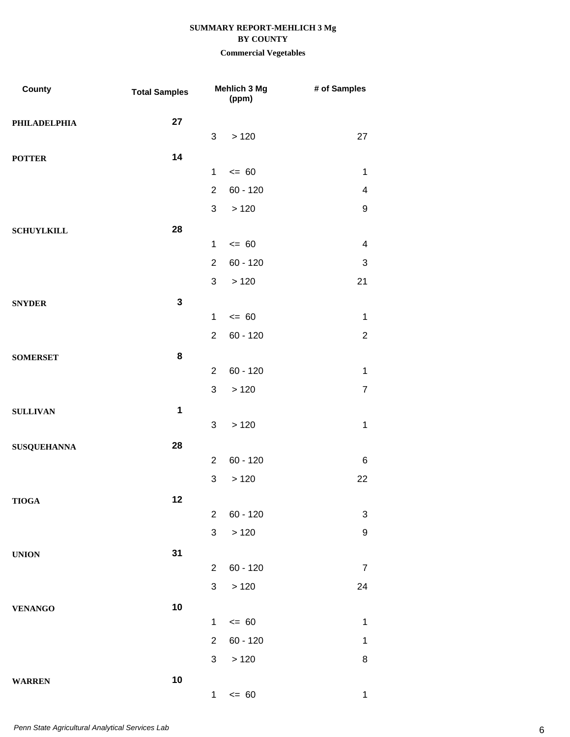**SUMMARY REPORT-MEHLICH 3 Mg**
**BY COUNTY**
**Commercial Vegetables**

| County | Total Samples | Mehlich 3 Mg (ppm) | | # of Samples |
|---|---|---|---|---|
| PHILADELPHIA | 27 | | | |
| | | 3 | > 120 | 27 |
| POTTER | 14 | | | |
| | | 1 | <= 60 | 1 |
| | | 2 | 60 - 120 | 4 |
| | | 3 | > 120 | 9 |
| SCHUYLKILL | 28 | | | |
| | | 1 | <= 60 | 4 |
| | | 2 | 60 - 120 | 3 |
| | | 3 | > 120 | 21 |
| SNYDER | 3 | | | |
| | | 1 | <= 60 | 1 |
| | | 2 | 60 - 120 | 2 |
| SOMERSET | 8 | | | |
| | | 2 | 60 - 120 | 1 |
| | | 3 | > 120 | 7 |
| SULLIVAN | 1 | | | |
| | | 3 | > 120 | 1 |
| SUSQUEHANNA | 28 | | | |
| | | 2 | 60 - 120 | 6 |
| | | 3 | > 120 | 22 |
| TIOGA | 12 | | | |
| | | 2 | 60 - 120 | 3 |
| | | 3 | > 120 | 9 |
| UNION | 31 | | | |
| | | 2 | 60 - 120 | 7 |
| | | 3 | > 120 | 24 |
| VENANGO | 10 | | | |
| | | 1 | <= 60 | 1 |
| | | 2 | 60 - 120 | 1 |
| | | 3 | > 120 | 8 |
| WARREN | 10 | | | |
| | | 1 | <= 60 | 1 |

*Penn State Agricultural Analytical Services Lab*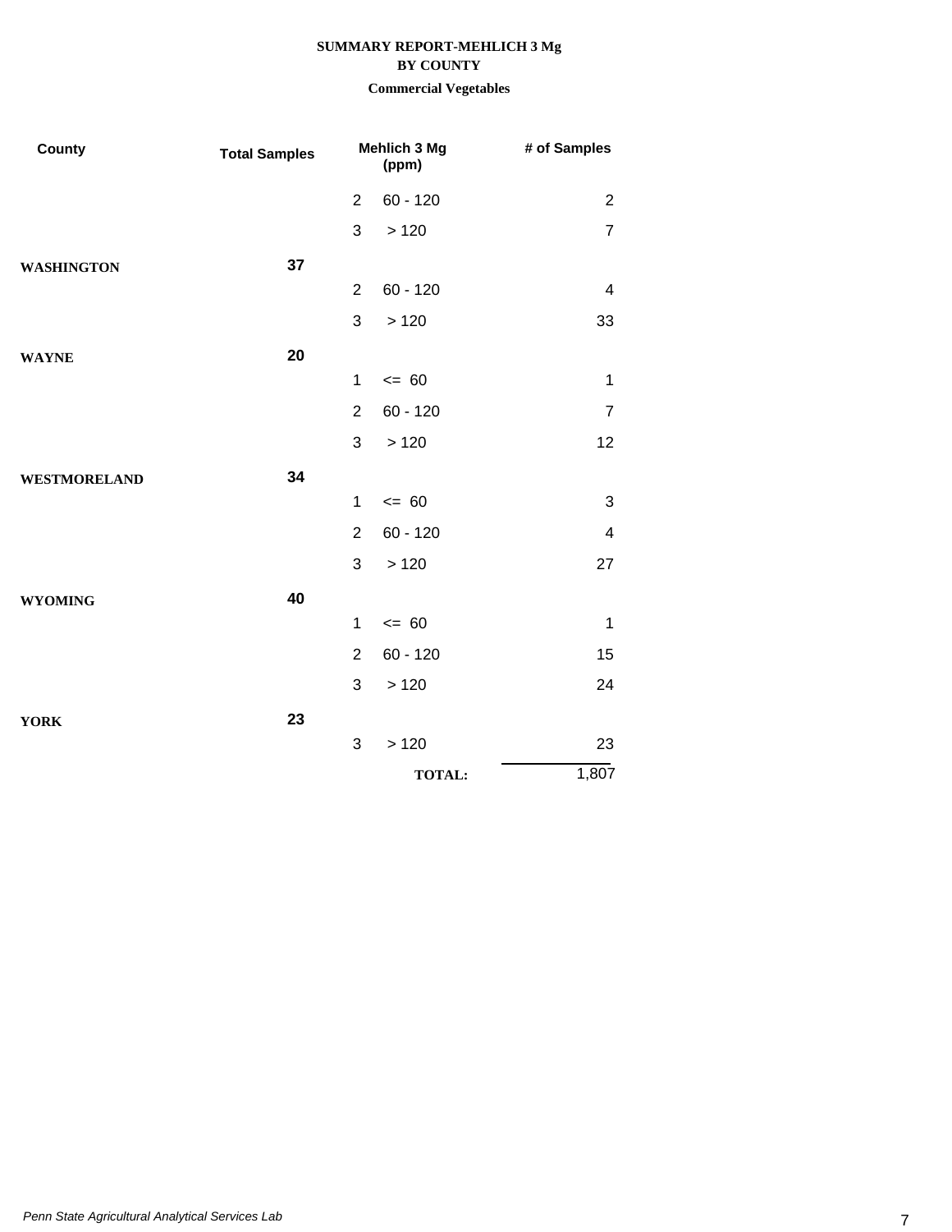**SUMMARY REPORT-MEHLICH 3 Mg**
**BY COUNTY**
**Commercial Vegetables**

| County | Total Samples | Mehlich 3 Mg (ppm) | | # of Samples |
|---|---|---|---|---|
| | | 2 | 60 - 120 | 2 |
| | | 3 | > 120 | 7 |
| **WASHINGTON** | **37** | | | |
| | | 2 | 60 - 120 | 4 |
| | | 3 | > 120 | 33 |
| **WAYNE** | **20** | | | |
| | | 1 | <= 60 | 1 |
| | | 2 | 60 - 120 | 7 |
| | | 3 | > 120 | 12 |
| **WESTMORELAND** | **34** | | | |
| | | 1 | <= 60 | 3 |
| | | 2 | 60 - 120 | 4 |
| | | 3 | > 120 | 27 |
| **WYOMING** | **40** | | | |
| | | 1 | <= 60 | 1 |
| | | 2 | 60 - 120 | 15 |
| | | 3 | > 120 | 24 |
| **YORK** | **23** | | | |
| | | 3 | > 120 | 23 |
| | | | **TOTAL:** | 1,807 |

*Penn State Agricultural Analytical Services Lab*